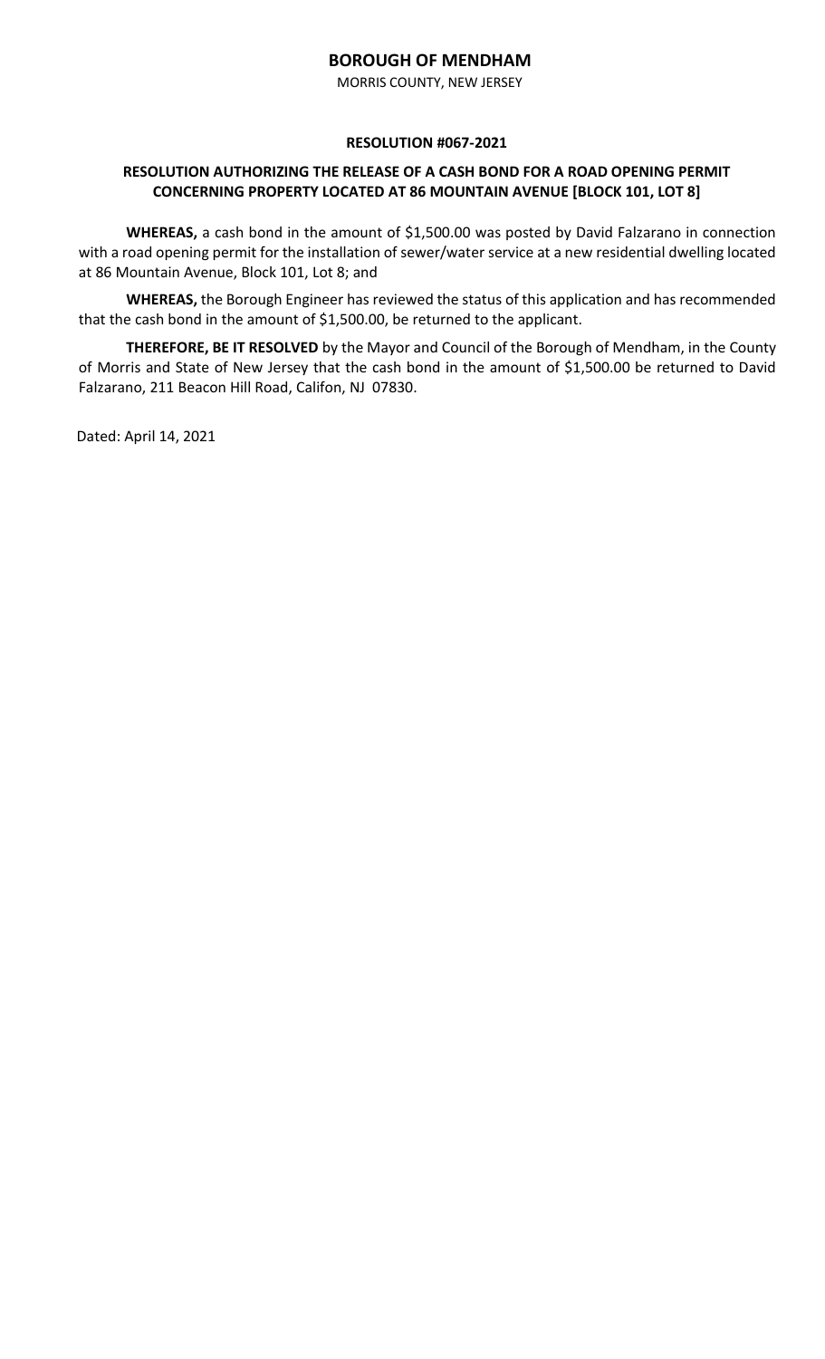# BOROUGH OF MENDHAM

MORRIS COUNTY, NEW JERSEY

## RESOLUTION #067-2021

### RESOLUTION AUTHORIZING THE RELEASE OF A CASH BOND FOR A ROAD OPENING PERMIT CONCERNING PROPERTY LOCATED AT 86 MOUNTAIN AVENUE [BLOCK 101, LOT 8]

**WHEREAS,** a cash bond in the amount of $1,500.00 was posted by David Falzarano in connection with a road opening permit for the installation of sewer/water service at a new residential dwelling located at 86 Mountain Avenue, Block 101, Lot 8; and

**WHEREAS,** the Borough Engineer has reviewed the status of this application and has recommended that the cash bond in the amount of $1,500.00, be returned to the applicant.

**THEREFORE, BE IT RESOLVED** by the Mayor and Council of the Borough of Mendham, in the County of Morris and State of New Jersey that the cash bond in the amount of $1,500.00 be returned to David Falzarano, 211 Beacon Hill Road, Califon, NJ 07830.

Dated: April 14, 2021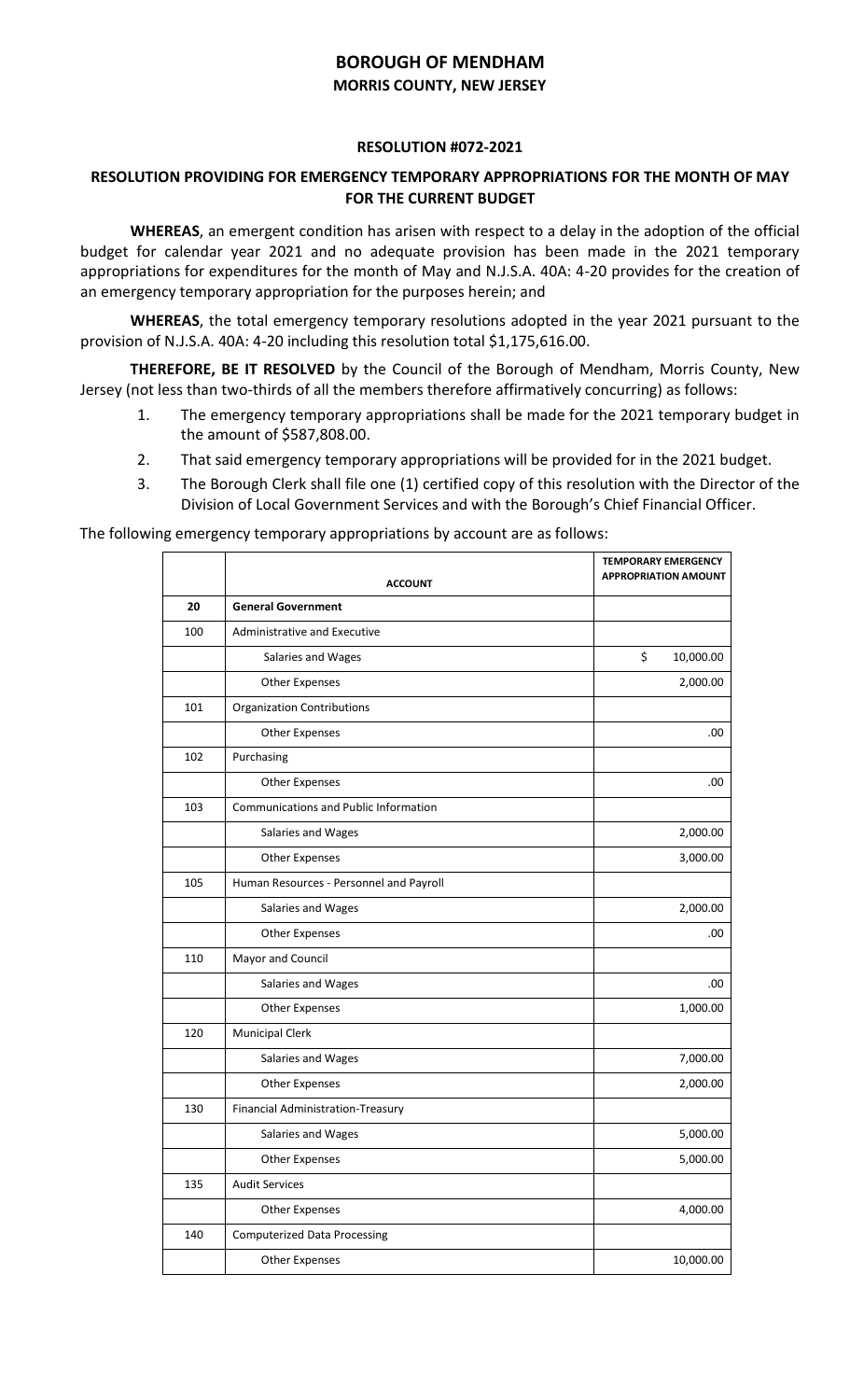# BOROUGH OF MENDHAM

## MORRIS COUNTY, NEW JERSEY

### RESOLUTION #072-2021

### RESOLUTION PROVIDING FOR EMERGENCY TEMPORARY APPROPRIATIONS FOR THE MONTH OF MAY FOR THE CURRENT BUDGET

**WHEREAS**, an emergent condition has arisen with respect to a delay in the adoption of the official budget for calendar year 2021 and no adequate provision has been made in the 2021 temporary appropriations for expenditures for the month of May and N.J.S.A. 40A: 4-20 provides for the creation of an emergency temporary appropriation for the purposes herein; and

**WHEREAS**, the total emergency temporary resolutions adopted in the year 2021 pursuant to the provision of N.J.S.A. 40A: 4-20 including this resolution total $1,175,616.00.

**THEREFORE, BE IT RESOLVED** by the Council of the Borough of Mendham, Morris County, New Jersey (not less than two-thirds of all the members therefore affirmatively concurring) as follows:

1. The emergency temporary appropriations shall be made for the 2021 temporary budget in the amount of $587,808.00.
2. That said emergency temporary appropriations will be provided for in the 2021 budget.
3. The Borough Clerk shall file one (1) certified copy of this resolution with the Director of the Division of Local Government Services and with the Borough's Chief Financial Officer.

The following emergency temporary appropriations by account are as follows:

| | **ACCOUNT** | **TEMPORARY EMERGENCY APPROPRIATION AMOUNT** |
|---|---|---|
| **20** | **General Government** | |
| 100 | Administrative and Executive | |
| | Salaries and Wages | $ 10,000.00 |
| | Other Expenses | 2,000.00 |
| 101 | Organization Contributions | |
| | Other Expenses | .00 |
| 102 | Purchasing | |
| | Other Expenses | .00 |
| 103 | Communications and Public Information | |
| | Salaries and Wages | 2,000.00 |
| | Other Expenses | 3,000.00 |
| 105 | Human Resources - Personnel and Payroll | |
| | Salaries and Wages | 2,000.00 |
| | Other Expenses | .00 |
| 110 | Mayor and Council | |
| | Salaries and Wages | .00 |
| | Other Expenses | 1,000.00 |
| 120 | Municipal Clerk | |
| | Salaries and Wages | 7,000.00 |
| | Other Expenses | 2,000.00 |
| 130 | Financial Administration-Treasury | |
| | Salaries and Wages | 5,000.00 |
| | Other Expenses | 5,000.00 |
| 135 | Audit Services | |
| | Other Expenses | 4,000.00 |
| 140 | Computerized Data Processing | |
| | Other Expenses | 10,000.00 |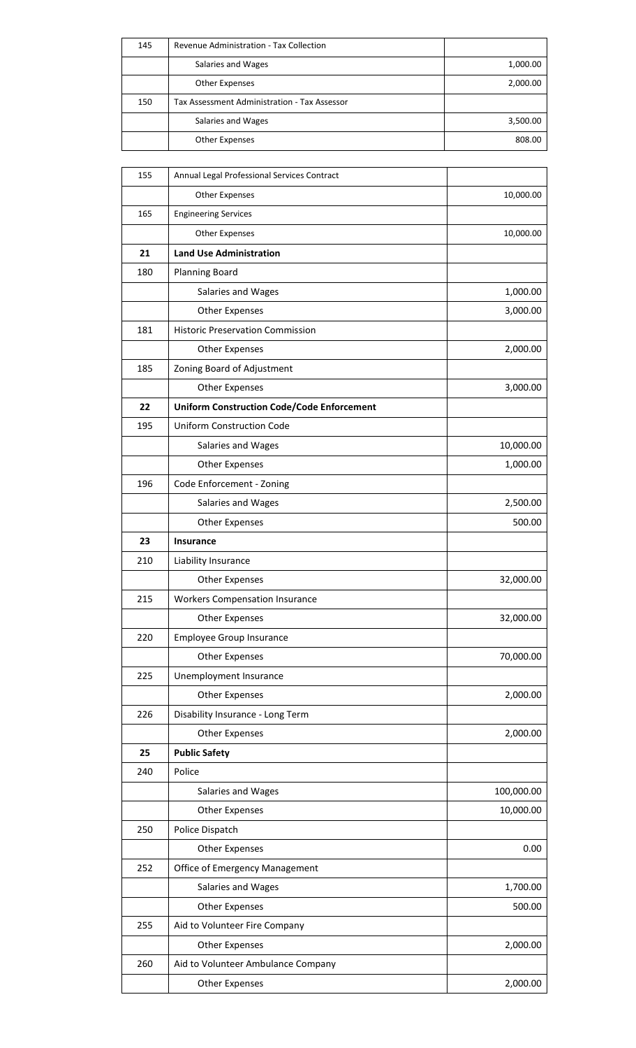| | | |
|---|---|---|
| 145 | Revenue Administration - Tax Collection | |
| | Salaries and Wages | 1,000.00 |
| | Other Expenses | 2,000.00 |
| 150 | Tax Assessment Administration - Tax Assessor | |
| | Salaries and Wages | 3,500.00 |
| | Other Expenses | 808.00 |

| | | |
|---|---|---|
| 155 | Annual Legal Professional Services Contract | |
| | Other Expenses | 10,000.00 |
| 165 | Engineering Services | |
| | Other Expenses | 10,000.00 |
| **21** | **Land Use Administration** | |
| 180 | Planning Board | |
| | Salaries and Wages | 1,000.00 |
| | Other Expenses | 3,000.00 |
| 181 | Historic Preservation Commission | |
| | Other Expenses | 2,000.00 |
| 185 | Zoning Board of Adjustment | |
| | Other Expenses | 3,000.00 |
| **22** | **Uniform Construction Code/Code Enforcement** | |
| 195 | Uniform Construction Code | |
| | Salaries and Wages | 10,000.00 |
| | Other Expenses | 1,000.00 |
| 196 | Code Enforcement - Zoning | |
| | Salaries and Wages | 2,500.00 |
| | Other Expenses | 500.00 |
| **23** | **Insurance** | |
| 210 | Liability Insurance | |
| | Other Expenses | 32,000.00 |
| 215 | Workers Compensation Insurance | |
| | Other Expenses | 32,000.00 |
| 220 | Employee Group Insurance | |
| | Other Expenses | 70,000.00 |
| 225 | Unemployment Insurance | |
| | Other Expenses | 2,000.00 |
| 226 | Disability Insurance - Long Term | |
| | Other Expenses | 2,000.00 |
| **25** | **Public Safety** | |
| 240 | Police | |
| | Salaries and Wages | 100,000.00 |
| | Other Expenses | 10,000.00 |
| 250 | Police Dispatch | |
| | Other Expenses | 0.00 |
| 252 | Office of Emergency Management | |
| | Salaries and Wages | 1,700.00 |
| | Other Expenses | 500.00 |
| 255 | Aid to Volunteer Fire Company | |
| | Other Expenses | 2,000.00 |
| 260 | Aid to Volunteer Ambulance Company | |
| | Other Expenses | 2,000.00 |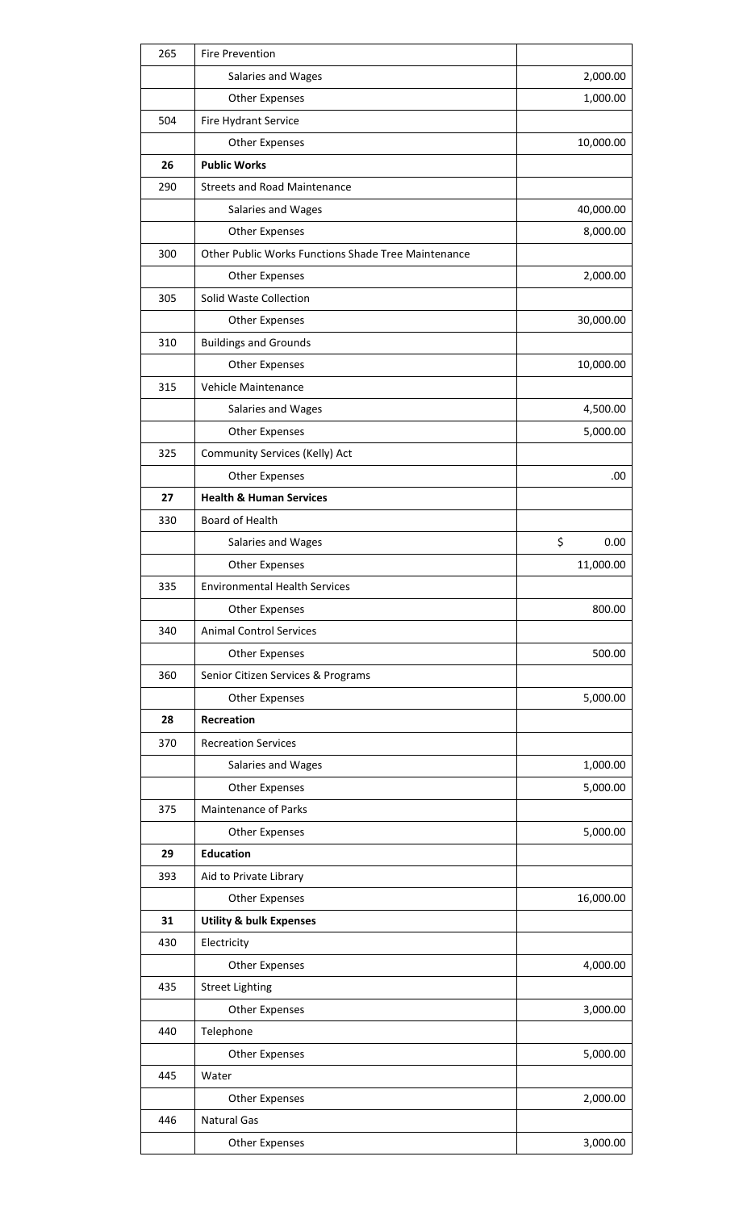| | | |
|---|---|---|
| 265 | Fire Prevention | |
| | Salaries and Wages | 2,000.00 |
| | Other Expenses | 1,000.00 |
| 504 | Fire Hydrant Service | |
| | Other Expenses | 10,000.00 |
| **26** | **Public Works** | |
| 290 | Streets and Road Maintenance | |
| | Salaries and Wages | 40,000.00 |
| | Other Expenses | 8,000.00 |
| 300 | Other Public Works Functions Shade Tree Maintenance | |
| | Other Expenses | 2,000.00 |
| 305 | Solid Waste Collection | |
| | Other Expenses | 30,000.00 |
| 310 | Buildings and Grounds | |
| | Other Expenses | 10,000.00 |
| 315 | Vehicle Maintenance | |
| | Salaries and Wages | 4,500.00 |
| | Other Expenses | 5,000.00 |
| 325 | Community Services (Kelly) Act | |
| | Other Expenses | .00 |
| **27** | **Health & Human Services** | |
| 330 | Board of Health | |
| | Salaries and Wages | $ 0.00 |
| | Other Expenses | 11,000.00 |
| 335 | Environmental Health Services | |
| | Other Expenses | 800.00 |
| 340 | Animal Control Services | |
| | Other Expenses | 500.00 |
| 360 | Senior Citizen Services & Programs | |
| | Other Expenses | 5,000.00 |
| **28** | **Recreation** | |
| 370 | Recreation Services | |
| | Salaries and Wages | 1,000.00 |
| | Other Expenses | 5,000.00 |
| 375 | Maintenance of Parks | |
| | Other Expenses | 5,000.00 |
| **29** | **Education** | |
| 393 | Aid to Private Library | |
| | Other Expenses | 16,000.00 |
| **31** | **Utility & bulk Expenses** | |
| 430 | Electricity | |
| | Other Expenses | 4,000.00 |
| 435 | Street Lighting | |
| | Other Expenses | 3,000.00 |
| 440 | Telephone | |
| | Other Expenses | 5,000.00 |
| 445 | Water | |
| | Other Expenses | 2,000.00 |
| 446 | Natural Gas | |
| | Other Expenses | 3,000.00 |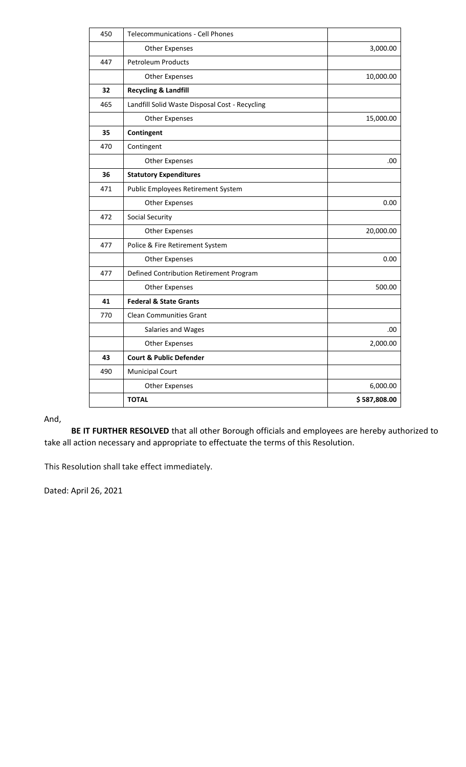| | | |
|---|---|---|
| 450 | Telecommunications - Cell Phones | |
| | Other Expenses | 3,000.00 |
| 447 | Petroleum Products | |
| | Other Expenses | 10,000.00 |
| **32** | **Recycling & Landfill** | |
| 465 | Landfill Solid Waste Disposal Cost - Recycling | |
| | Other Expenses | 15,000.00 |
| **35** | **Contingent** | |
| 470 | Contingent | |
| | Other Expenses | .00 |
| **36** | **Statutory Expenditures** | |
| 471 | Public Employees Retirement System | |
| | Other Expenses | 0.00 |
| 472 | Social Security | |
| | Other Expenses | 20,000.00 |
| 477 | Police & Fire Retirement System | |
| | Other Expenses | 0.00 |
| 477 | Defined Contribution Retirement Program | |
| | Other Expenses | 500.00 |
| **41** | **Federal & State Grants** | |
| 770 | Clean Communities Grant | |
| | Salaries and Wages | .00 |
| | Other Expenses | 2,000.00 |
| **43** | **Court & Public Defender** | |
| 490 | Municipal Court | |
| | Other Expenses | 6,000.00 |
| | **TOTAL** | **$ 587,808.00** |

And,

**BE IT FURTHER RESOLVED** that all other Borough officials and employees are hereby authorized to take all action necessary and appropriate to effectuate the terms of this Resolution.

This Resolution shall take effect immediately.

Dated: April 26, 2021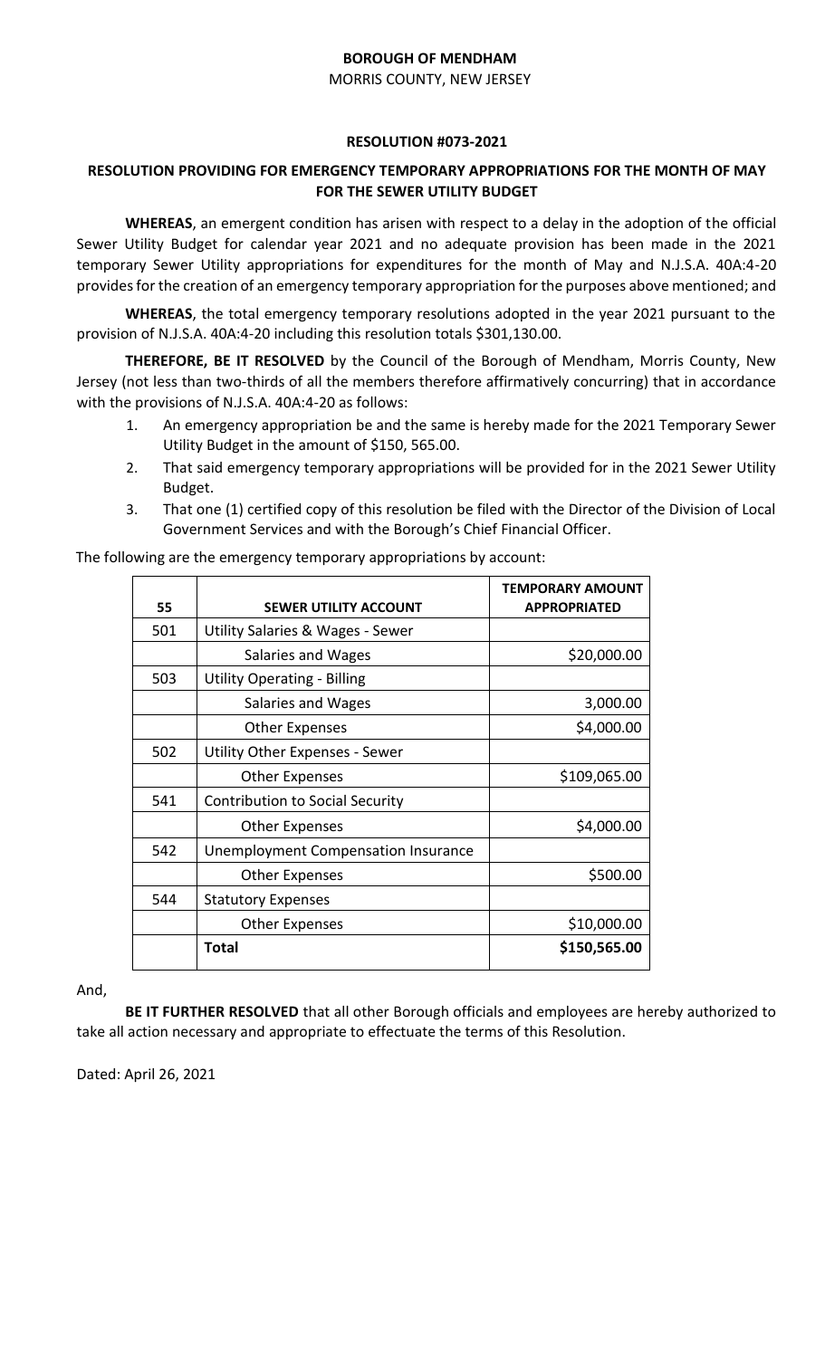**BOROUGH OF MENDHAM**

MORRIS COUNTY, NEW JERSEY

**RESOLUTION #073-2021**

**RESOLUTION PROVIDING FOR EMERGENCY TEMPORARY APPROPRIATIONS FOR THE MONTH OF MAY FOR THE SEWER UTILITY BUDGET**

**WHEREAS**, an emergent condition has arisen with respect to a delay in the adoption of the official Sewer Utility Budget for calendar year 2021 and no adequate provision has been made in the 2021 temporary Sewer Utility appropriations for expenditures for the month of May and N.J.S.A. 40A:4-20 provides for the creation of an emergency temporary appropriation for the purposes above mentioned; and

**WHEREAS**, the total emergency temporary resolutions adopted in the year 2021 pursuant to the provision of N.J.S.A. 40A:4-20 including this resolution totals $301,130.00.

**THEREFORE, BE IT RESOLVED** by the Council of the Borough of Mendham, Morris County, New Jersey (not less than two-thirds of all the members therefore affirmatively concurring) that in accordance with the provisions of N.J.S.A. 40A:4-20 as follows:

1. An emergency appropriation be and the same is hereby made for the 2021 Temporary Sewer Utility Budget in the amount of $150, 565.00.
2. That said emergency temporary appropriations will be provided for in the 2021 Sewer Utility Budget.
3. That one (1) certified copy of this resolution be filed with the Director of the Division of Local Government Services and with the Borough's Chief Financial Officer.

The following are the emergency temporary appropriations by account:

| 55 | SEWER UTILITY ACCOUNT | TEMPORARY AMOUNT APPROPRIATED |
|---|---|---|
| 501 | Utility Salaries & Wages - Sewer | |
| | Salaries and Wages | $20,000.00 |
| 503 | Utility Operating - Billing | |
| | Salaries and Wages | 3,000.00 |
| | Other Expenses | $4,000.00 |
| 502 | Utility Other Expenses - Sewer | |
| | Other Expenses | $109,065.00 |
| 541 | Contribution to Social Security | |
| | Other Expenses | $4,000.00 |
| 542 | Unemployment Compensation Insurance | |
| | Other Expenses | $500.00 |
| 544 | Statutory Expenses | |
| | Other Expenses | $10,000.00 |
| | **Total** | **$150,565.00** |

And,

**BE IT FURTHER RESOLVED** that all other Borough officials and employees are hereby authorized to take all action necessary and appropriate to effectuate the terms of this Resolution.

Dated: April 26, 2021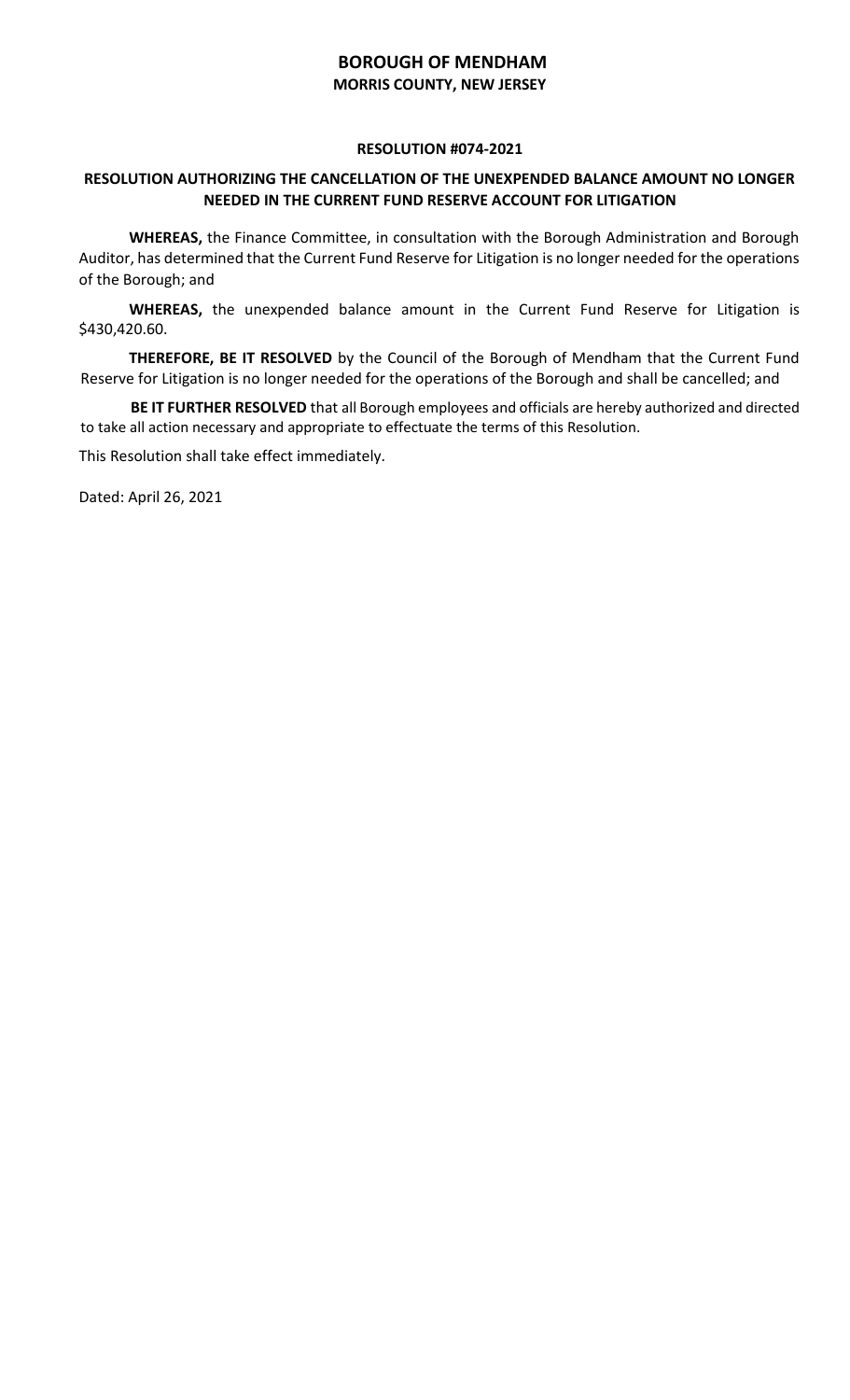# BOROUGH OF MENDHAM

## MORRIS COUNTY, NEW JERSEY

**RESOLUTION #074-2021**

**RESOLUTION AUTHORIZING THE CANCELLATION OF THE UNEXPENDED BALANCE AMOUNT NO LONGER NEEDED IN THE CURRENT FUND RESERVE ACCOUNT FOR LITIGATION**

**WHEREAS,** the Finance Committee, in consultation with the Borough Administration and Borough Auditor, has determined that the Current Fund Reserve for Litigation is no longer needed for the operations of the Borough; and

**WHEREAS,** the unexpended balance amount in the Current Fund Reserve for Litigation is $430,420.60.

**THEREFORE, BE IT RESOLVED** by the Council of the Borough of Mendham that the Current Fund Reserve for Litigation is no longer needed for the operations of the Borough and shall be cancelled; and

**BE IT FURTHER RESOLVED** that all Borough employees and officials are hereby authorized and directed to take all action necessary and appropriate to effectuate the terms of this Resolution.

This Resolution shall take effect immediately.

Dated: April 26, 2021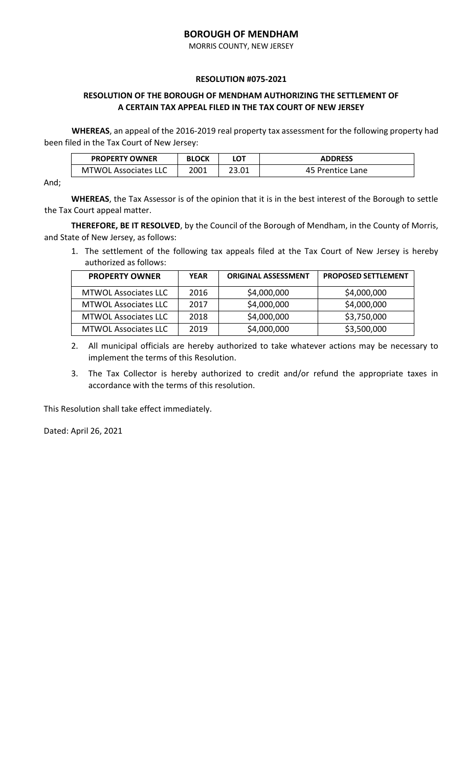# BOROUGH OF MENDHAM

MORRIS COUNTY, NEW JERSEY

**RESOLUTION #075-2021**

## RESOLUTION OF THE BOROUGH OF MENDHAM AUTHORIZING THE SETTLEMENT OF A CERTAIN TAX APPEAL FILED IN THE TAX COURT OF NEW JERSEY

**WHEREAS**, an appeal of the 2016-2019 real property tax assessment for the following property had been filed in the Tax Court of New Jersey:

| PROPERTY OWNER | BLOCK | LOT | ADDRESS |
|---|---|---|---|
| MTWOL Associates LLC | 2001 | 23.01 | 45 Prentice Lane |

And;

**WHEREAS**, the Tax Assessor is of the opinion that it is in the best interest of the Borough to settle the Tax Court appeal matter.

**THEREFORE, BE IT RESOLVED**, by the Council of the Borough of Mendham, in the County of Morris, and State of New Jersey, as follows:

1. The settlement of the following tax appeals filed at the Tax Court of New Jersey is hereby authorized as follows:

| PROPERTY OWNER | YEAR | ORIGINAL ASSESSMENT | PROPOSED SETTLEMENT |
|---|---|---|---|
| MTWOL Associates LLC | 2016 | $4,000,000 | $4,000,000 |
| MTWOL Associates LLC | 2017 | $4,000,000 | $4,000,000 |
| MTWOL Associates LLC | 2018 | $4,000,000 | $3,750,000 |
| MTWOL Associates LLC | 2019 | $4,000,000 | $3,500,000 |

2. All municipal officials are hereby authorized to take whatever actions may be necessary to implement the terms of this Resolution.
3. The Tax Collector is hereby authorized to credit and/or refund the appropriate taxes in accordance with the terms of this resolution.

This Resolution shall take effect immediately.

Dated: April 26, 2021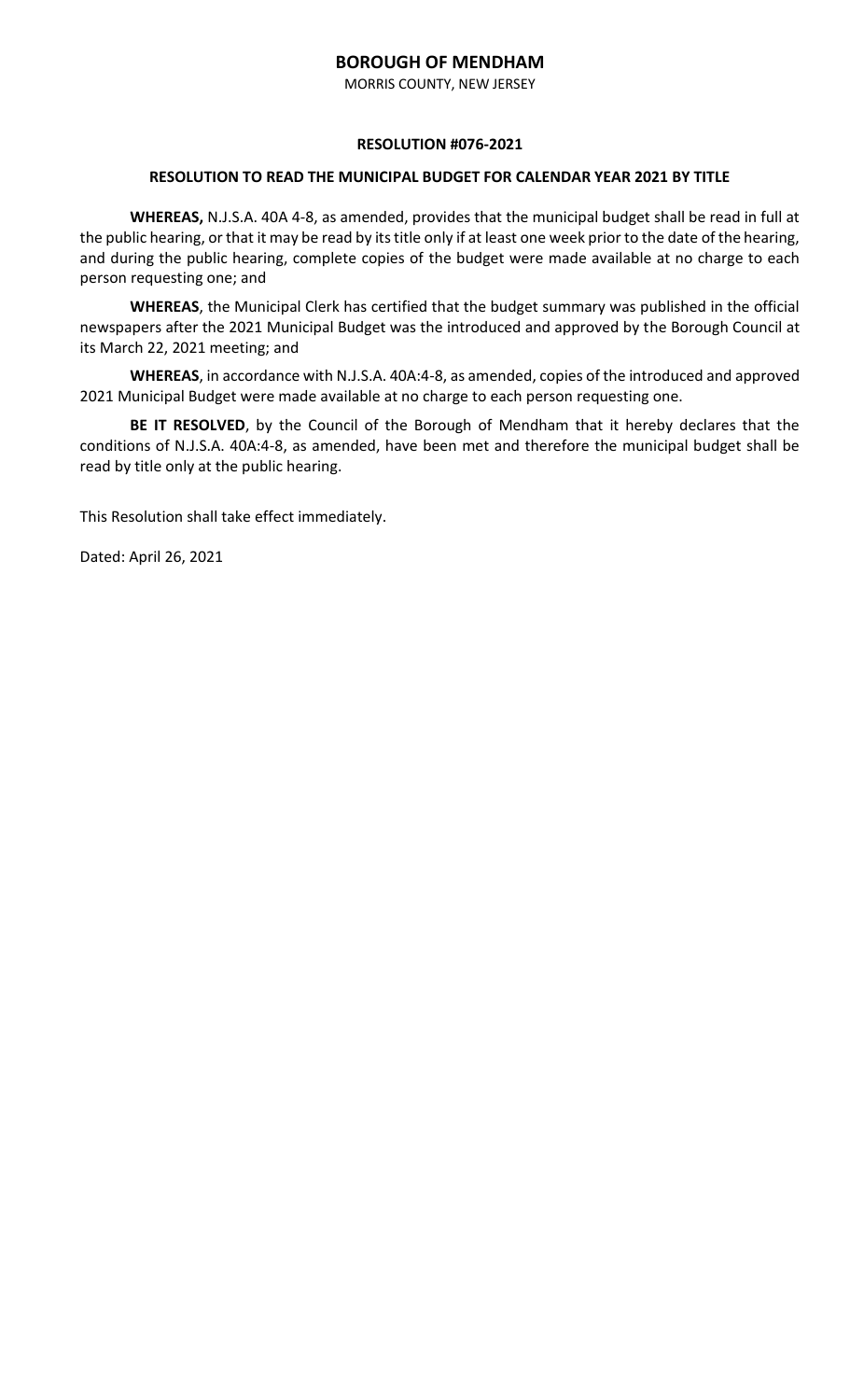# BOROUGH OF MENDHAM

MORRIS COUNTY, NEW JERSEY

**RESOLUTION #076-2021**

**RESOLUTION TO READ THE MUNICIPAL BUDGET FOR CALENDAR YEAR 2021 BY TITLE**

**WHEREAS,** N.J.S.A. 40A 4-8, as amended, provides that the municipal budget shall be read in full at the public hearing, or that it may be read by its title only if at least one week prior to the date of the hearing, and during the public hearing, complete copies of the budget were made available at no charge to each person requesting one; and

**WHEREAS**, the Municipal Clerk has certified that the budget summary was published in the official newspapers after the 2021 Municipal Budget was the introduced and approved by the Borough Council at its March 22, 2021 meeting; and

**WHEREAS**, in accordance with N.J.S.A. 40A:4-8, as amended, copies of the introduced and approved 2021 Municipal Budget were made available at no charge to each person requesting one.

**BE IT RESOLVED**, by the Council of the Borough of Mendham that it hereby declares that the conditions of N.J.S.A. 40A:4-8, as amended, have been met and therefore the municipal budget shall be read by title only at the public hearing.

This Resolution shall take effect immediately.

Dated: April 26, 2021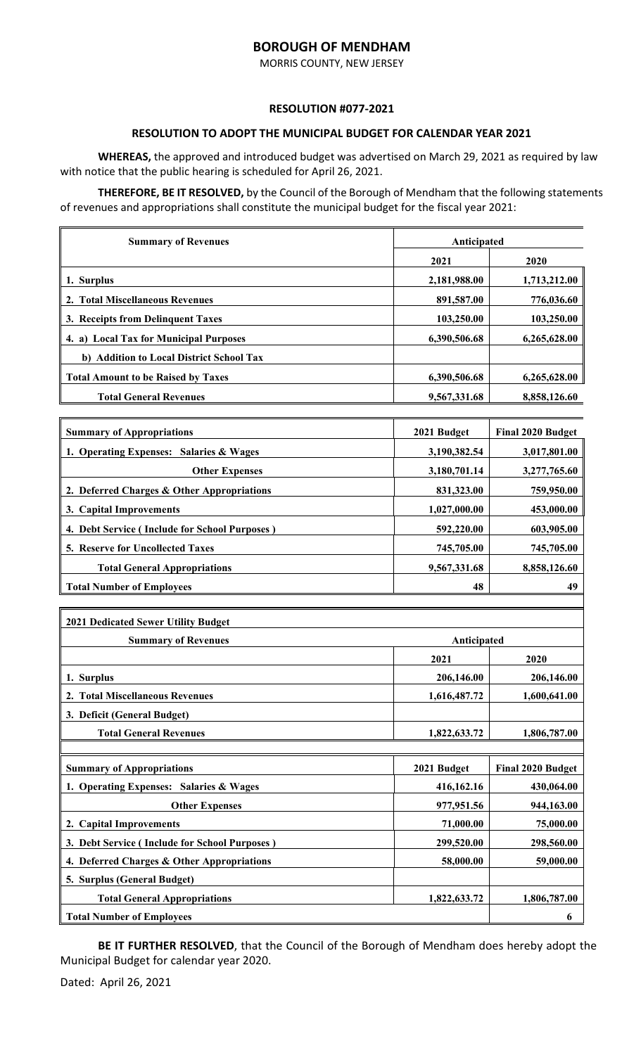# BOROUGH OF MENDHAM

MORRIS COUNTY, NEW JERSEY

## RESOLUTION #077-2021

### RESOLUTION TO ADOPT THE MUNICIPAL BUDGET FOR CALENDAR YEAR 2021

**WHEREAS,** the approved and introduced budget was advertised on March 29, 2021 as required by law with notice that the public hearing is scheduled for April 26, 2021.

**THEREFORE, BE IT RESOLVED,** by the Council of the Borough of Mendham that the following statements of revenues and appropriations shall constitute the municipal budget for the fiscal year 2021:

| Summary of Revenues | Anticipated | |
|---|---|---|
| | 2021 | 2020 |
| 1. Surplus | 2,181,988.00 | 1,713,212.00 |
| 2. Total Miscellaneous Revenues | 891,587.00 | 776,036.60 |
| 3. Receipts from Delinquent Taxes | 103,250.00 | 103,250.00 |
| 4. a) Local Tax for Municipal Purposes | 6,390,506.68 | 6,265,628.00 |
| b) Addition to Local District School Tax | | |
| Total Amount to be Raised by Taxes | 6,390,506.68 | 6,265,628.00 |
| Total General Revenues | 9,567,331.68 | 8,858,126.60 |

| Summary of Appropriations | 2021 Budget | Final 2020 Budget |
|---|---|---|
| 1. Operating Expenses: Salaries & Wages | 3,190,382.54 | 3,017,801.00 |
| Other Expenses | 3,180,701.14 | 3,277,765.60 |
| 2. Deferred Charges & Other Appropriations | 831,323.00 | 759,950.00 |
| 3. Capital Improvements | 1,027,000.00 | 453,000.00 |
| 4. Debt Service ( Include for School Purposes ) | 592,220.00 | 603,905.00 |
| 5. Reserve for Uncollected Taxes | 745,705.00 | 745,705.00 |
| Total General Appropriations | 9,567,331.68 | 8,858,126.60 |
| Total Number of Employees | 48 | 49 |

**2021 Dedicated Sewer Utility Budget**

| Summary of Revenues | Anticipated | |
|---|---|---|
| | 2021 | 2020 |
| 1. Surplus | 206,146.00 | 206,146.00 |
| 2. Total Miscellaneous Revenues | 1,616,487.72 | 1,600,641.00 |
| 3. Deficit (General Budget) | | |
| Total General Revenues | 1,822,633.72 | 1,806,787.00 |

| Summary of Appropriations | 2021 Budget | Final 2020 Budget |
|---|---|---|
| 1. Operating Expenses: Salaries & Wages | 416,162.16 | 430,064.00 |
| Other Expenses | 977,951.56 | 944,163.00 |
| 2. Capital Improvements | 71,000.00 | 75,000.00 |
| 3. Debt Service ( Include for School Purposes ) | 299,520.00 | 298,560.00 |
| 4. Deferred Charges & Other Appropriations | 58,000.00 | 59,000.00 |
| 5. Surplus (General Budget) | | |
| Total General Appropriations | 1,822,633.72 | 1,806,787.00 |
| Total Number of Employees | | 6 |

**BE IT FURTHER RESOLVED**, that the Council of the Borough of Mendham does hereby adopt the Municipal Budget for calendar year 2020.

Dated: April 26, 2021